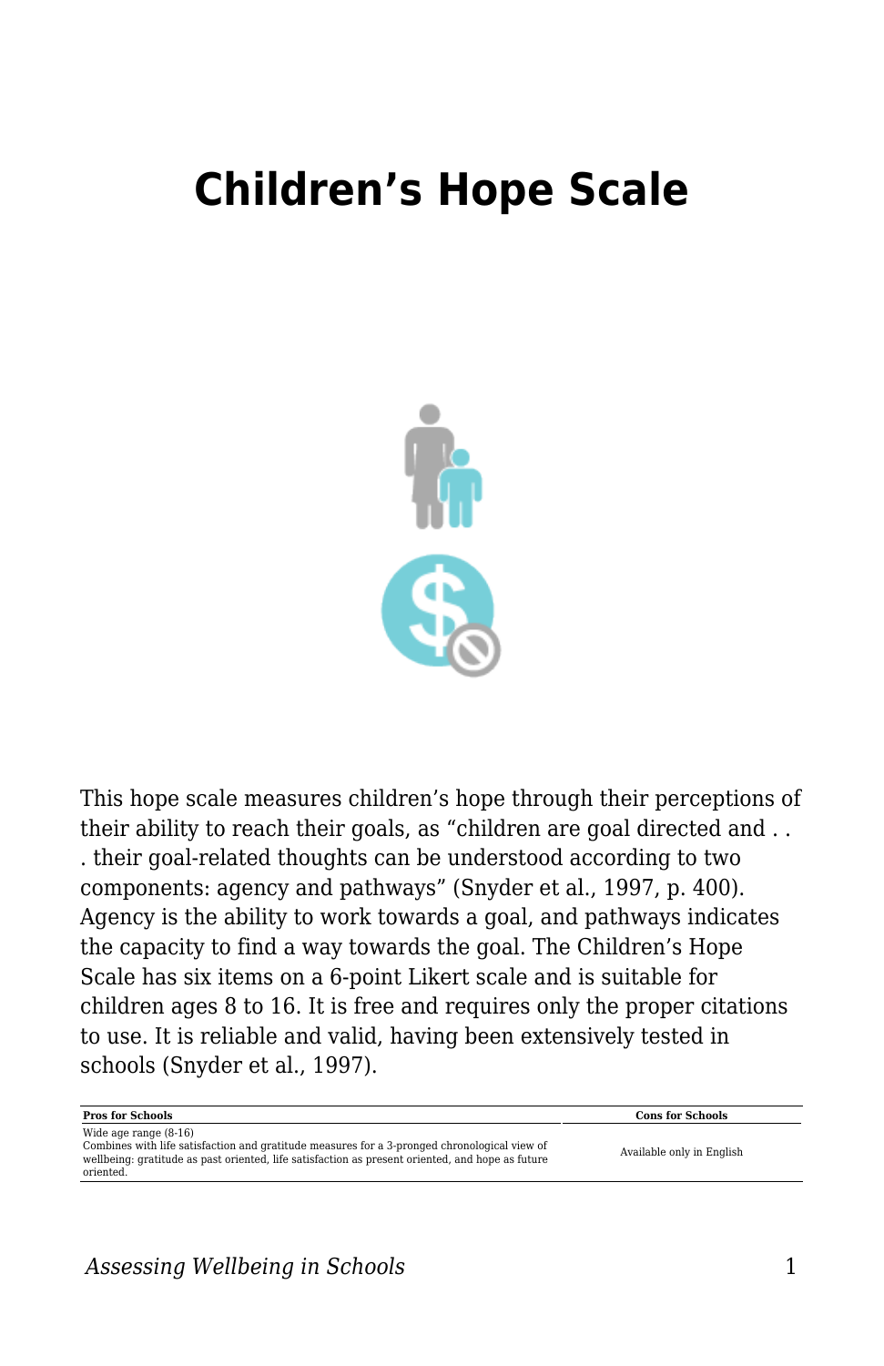# Children's Hope Scale

This hope scale measures children's hope through their perceptions of their ability to reach their goals, as "children are goal directed and . . . their goal-related thoughts can be understood according to two components: agency and pathways" (Snyder et al., 1997, p. 400). Agency is the ability to work towards a goal, and pathways indicates the capacity to find a way towards the goal. The Children's Hope Scale has six items on a 6-point Likert scale and is suitable for children ages 8 to 16. It is free and requires only the proper citations to use. It is reliable and valid, having been extensively tested in schools (Snyder et al., 1997).

| Pros for Schools | Cons for Schools |
| --- | --- |
| Wide age range (8-16)<br>Combines with life satisfaction and gratitude measures for a 3-pronged chronological view of wellbeing: gratitude as past oriented, life satisfaction as present oriented, and hope as future oriented. | Available only in English |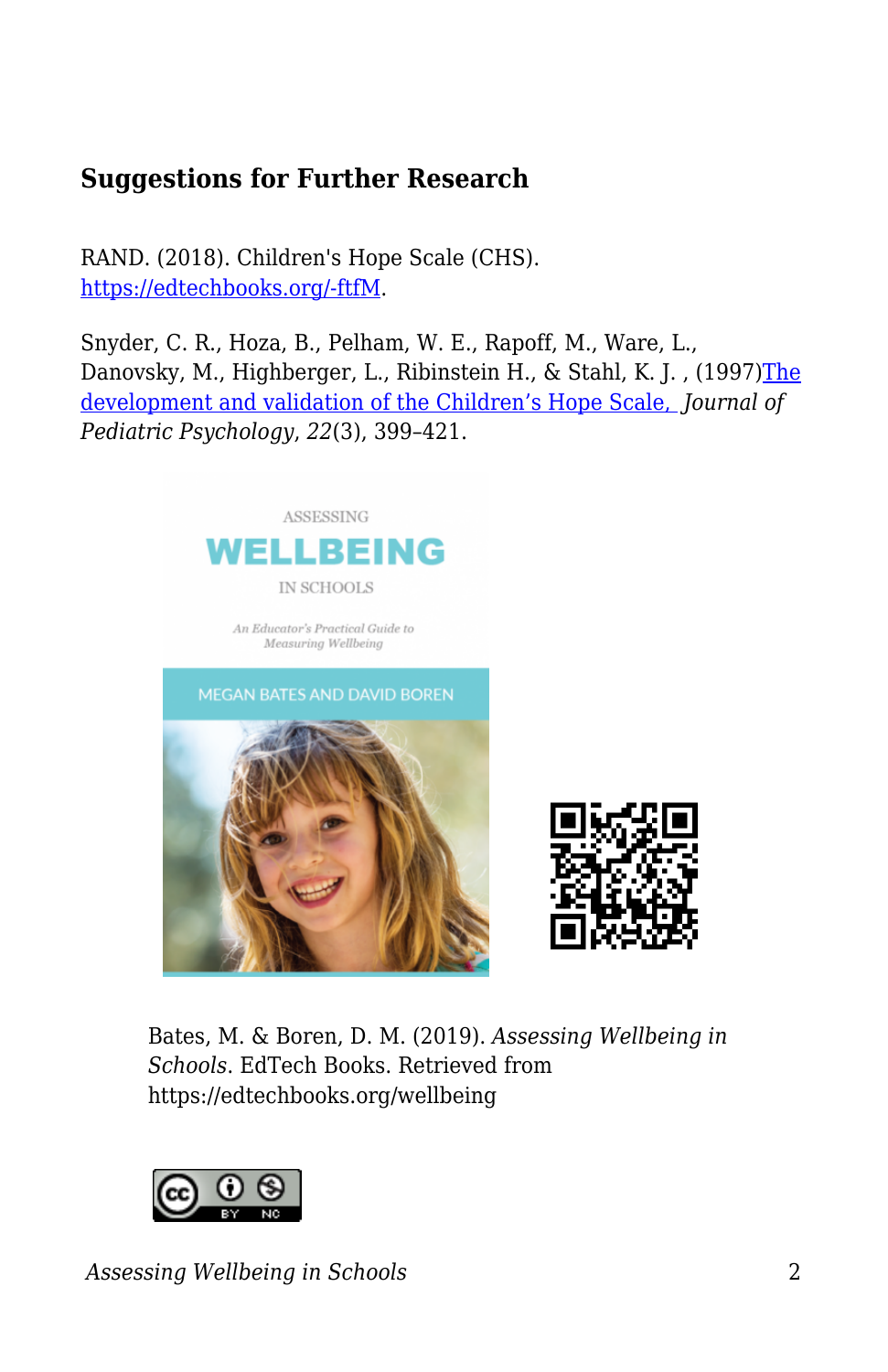## Suggestions for Further Research

RAND. (2018). Children's Hope Scale (CHS). https://edtechbooks.org/-ftfM.

Snyder, C. R., Hoza, B., Pelham, W. E., Rapoff, M., Ware, L., Danovsky, M., Highberger, L., Ribinstein H., & Stahl, K. J. , (1997)The development and validation of the Children's Hope Scale, *Journal of Pediatric Psychology*, *22*(3), 399–421.

Bates, M. & Boren, D. M. (2019). *Assessing Wellbeing in Schools*. EdTech Books. Retrieved from https://edtechbooks.org/wellbeing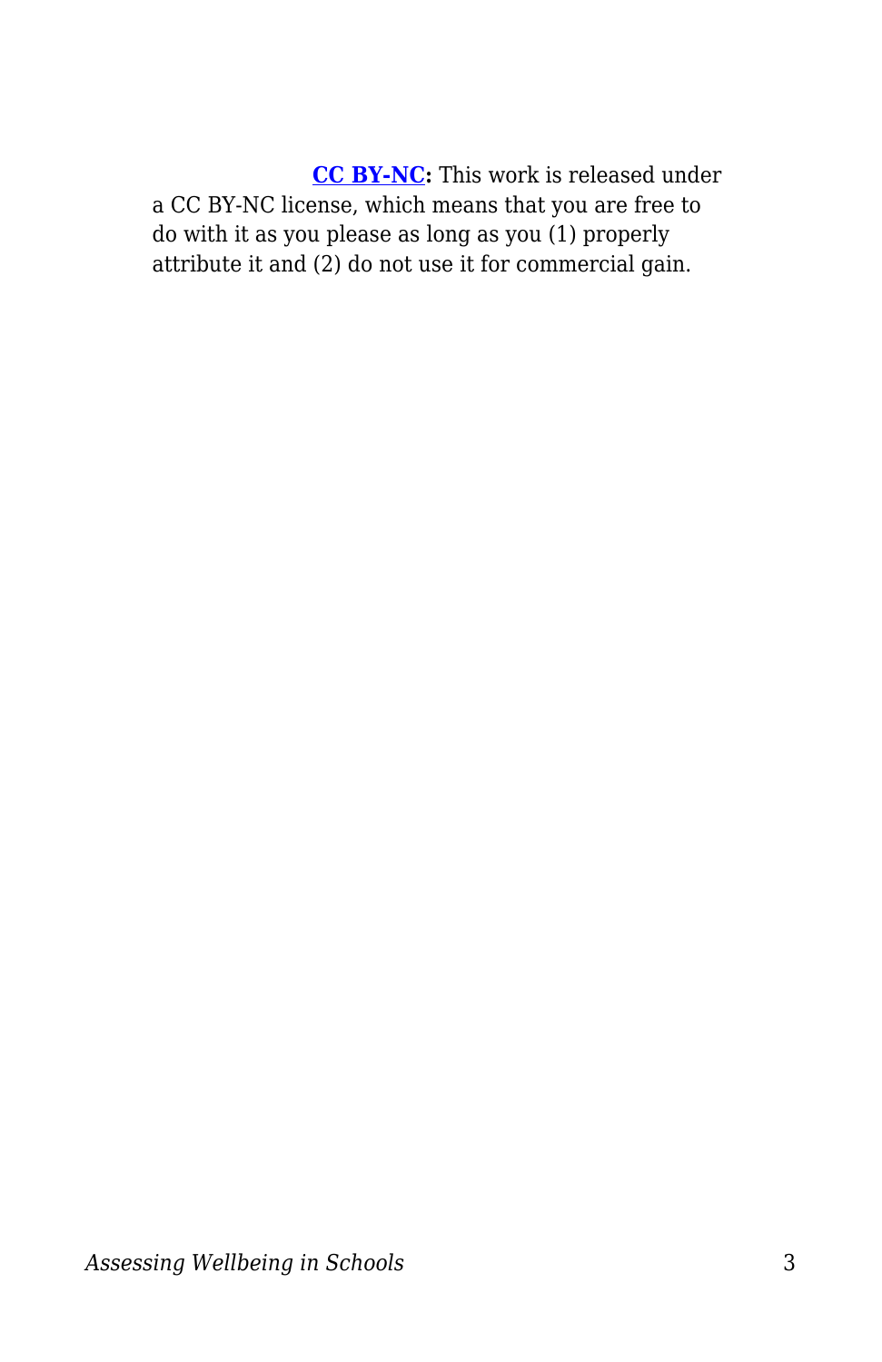**[CC BY-NC](https://creativecommons.org/licenses/by-nc/4.0/):** This work is released under a CC BY-NC license, which means that you are free to do with it as you please as long as you (1) properly attribute it and (2) do not use it for commercial gain.